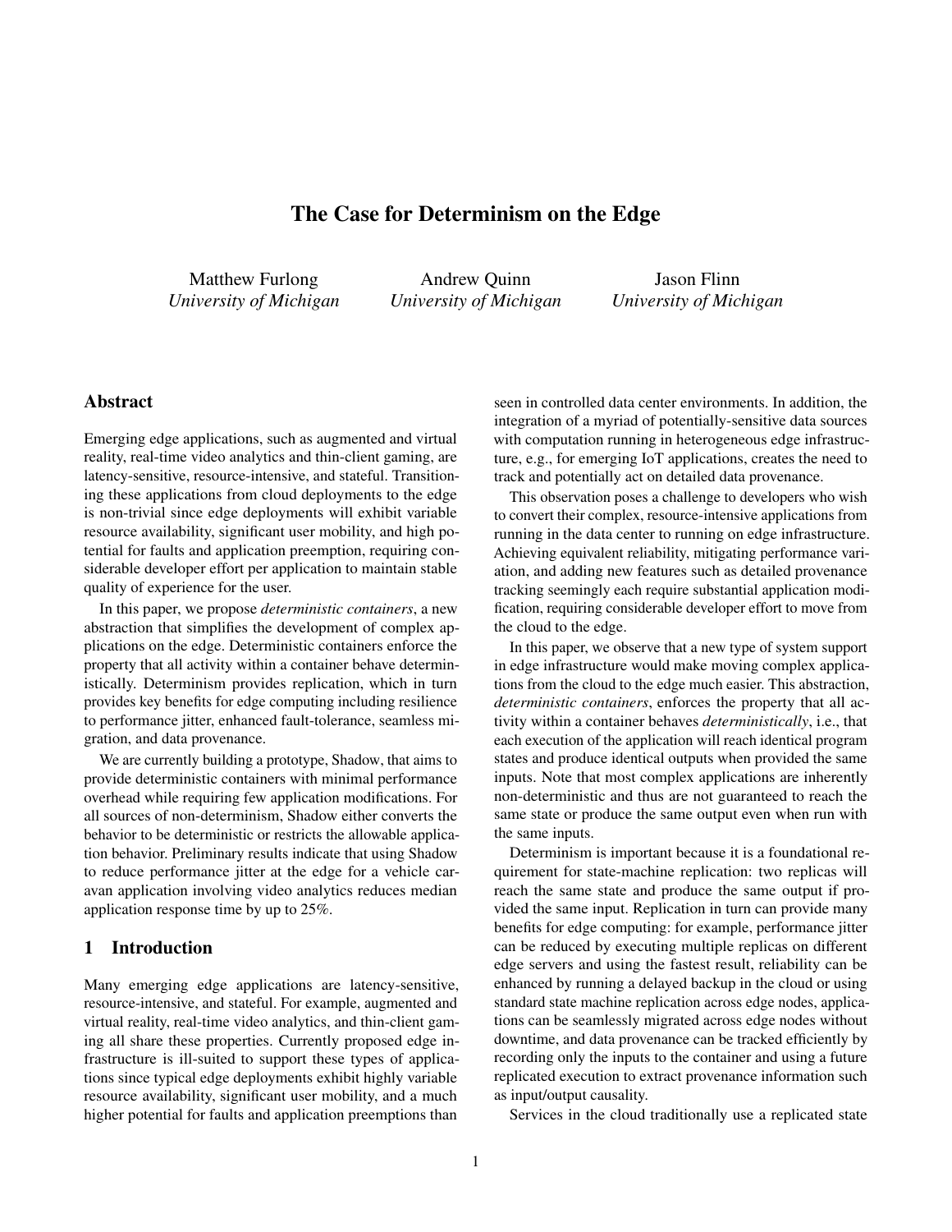# The Case for Determinism on the Edge

Matthew Furlong
*University of Michigan*

Andrew Quinn
*University of Michigan*

Jason Flinn
*University of Michigan*

## Abstract

Emerging edge applications, such as augmented and virtual reality, real-time video analytics and thin-client gaming, are latency-sensitive, resource-intensive, and stateful. Transitioning these applications from cloud deployments to the edge is non-trivial since edge deployments will exhibit variable resource availability, significant user mobility, and high potential for faults and application preemption, requiring considerable developer effort per application to maintain stable quality of experience for the user.

In this paper, we propose *deterministic containers*, a new abstraction that simplifies the development of complex applications on the edge. Deterministic containers enforce the property that all activity within a container behave deterministically. Determinism provides replication, which in turn provides key benefits for edge computing including resilience to performance jitter, enhanced fault-tolerance, seamless migration, and data provenance.

We are currently building a prototype, Shadow, that aims to provide deterministic containers with minimal performance overhead while requiring few application modifications. For all sources of non-determinism, Shadow either converts the behavior to be deterministic or restricts the allowable application behavior. Preliminary results indicate that using Shadow to reduce performance jitter at the edge for a vehicle caravan application involving video analytics reduces median application response time by up to 25%.

## 1 Introduction

Many emerging edge applications are latency-sensitive, resource-intensive, and stateful. For example, augmented and virtual reality, real-time video analytics, and thin-client gaming all share these properties. Currently proposed edge infrastructure is ill-suited to support these types of applications since typical edge deployments exhibit highly variable resource availability, significant user mobility, and a much higher potential for faults and application preemptions than seen in controlled data center environments. In addition, the integration of a myriad of potentially-sensitive data sources with computation running in heterogeneous edge infrastructure, e.g., for emerging IoT applications, creates the need to track and potentially act on detailed data provenance.

This observation poses a challenge to developers who wish to convert their complex, resource-intensive applications from running in the data center to running on edge infrastructure. Achieving equivalent reliability, mitigating performance variation, and adding new features such as detailed provenance tracking seemingly each require substantial application modification, requiring considerable developer effort to move from the cloud to the edge.

In this paper, we observe that a new type of system support in edge infrastructure would make moving complex applications from the cloud to the edge much easier. This abstraction, *deterministic containers*, enforces the property that all activity within a container behaves *deterministically*, i.e., that each execution of the application will reach identical program states and produce identical outputs when provided the same inputs. Note that most complex applications are inherently non-deterministic and thus are not guaranteed to reach the same state or produce the same output even when run with the same inputs.

Determinism is important because it is a foundational requirement for state-machine replication: two replicas will reach the same state and produce the same output if provided the same input. Replication in turn can provide many benefits for edge computing: for example, performance jitter can be reduced by executing multiple replicas on different edge servers and using the fastest result, reliability can be enhanced by running a delayed backup in the cloud or using standard state machine replication across edge nodes, applications can be seamlessly migrated across edge nodes without downtime, and data provenance can be tracked efficiently by recording only the inputs to the container and using a future replicated execution to extract provenance information such as input/output causality.

Services in the cloud traditionally use a replicated state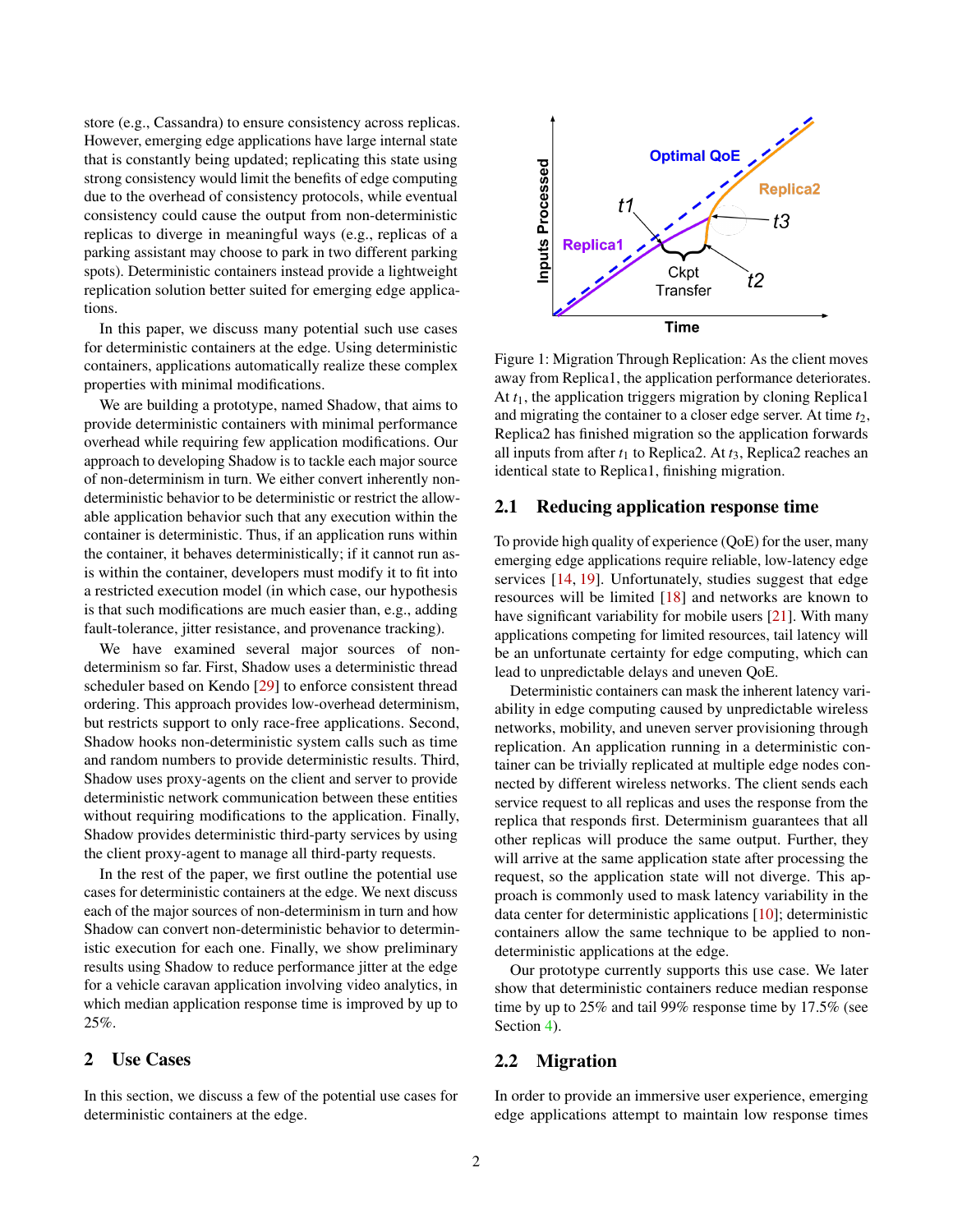store (e.g., Cassandra) to ensure consistency across replicas. However, emerging edge applications have large internal state that is constantly being updated; replicating this state using strong consistency would limit the benefits of edge computing due to the overhead of consistency protocols, while eventual consistency could cause the output from non-deterministic replicas to diverge in meaningful ways (e.g., replicas of a parking assistant may choose to park in two different parking spots). Deterministic containers instead provide a lightweight replication solution better suited for emerging edge applications.

In this paper, we discuss many potential such use cases for deterministic containers at the edge. Using deterministic containers, applications automatically realize these complex properties with minimal modifications.

We are building a prototype, named Shadow, that aims to provide deterministic containers with minimal performance overhead while requiring few application modifications. Our approach to developing Shadow is to tackle each major source of non-determinism in turn. We either convert inherently non-deterministic behavior to be deterministic or restrict the allowable application behavior such that any execution within the container is deterministic. Thus, if an application runs within the container, it behaves deterministically; if it cannot run as-is within the container, developers must modify it to fit into a restricted execution model (in which case, our hypothesis is that such modifications are much easier than, e.g., adding fault-tolerance, jitter resistance, and provenance tracking).

We have examined several major sources of non-determinism so far. First, Shadow uses a deterministic thread scheduler based on Kendo [29] to enforce consistent thread ordering. This approach provides low-overhead determinism, but restricts support to only race-free applications. Second, Shadow hooks non-deterministic system calls such as time and random numbers to provide deterministic results. Third, Shadow uses proxy-agents on the client and server to provide deterministic network communication between these entities without requiring modifications to the application. Finally, Shadow provides deterministic third-party services by using the client proxy-agent to manage all third-party requests.

In the rest of the paper, we first outline the potential use cases for deterministic containers at the edge. We next discuss each of the major sources of non-determinism in turn and how Shadow can convert non-deterministic behavior to deterministic execution for each one. Finally, we show preliminary results using Shadow to reduce performance jitter at the edge for a vehicle caravan application involving video analytics, in which median application response time is improved by up to 25%.

## 2 Use Cases

In this section, we discuss a few of the potential use cases for deterministic containers at the edge.

Figure 1: Migration Through Replication: As the client moves away from Replica1, the application performance deteriorates. At $t_1$, the application triggers migration by cloning Replica1 and migrating the container to a closer edge server. At time $t_2$, Replica2 has finished migration so the application forwards all inputs from after $t_1$ to Replica2. At $t_3$, Replica2 reaches an identical state to Replica1, finishing migration.

### 2.1 Reducing application response time

To provide high quality of experience (QoE) for the user, many emerging edge applications require reliable, low-latency edge services [14, 19]. Unfortunately, studies suggest that edge resources will be limited [18] and networks are known to have significant variability for mobile users [21]. With many applications competing for limited resources, tail latency will be an unfortunate certainty for edge computing, which can lead to unpredictable delays and uneven QoE.

Deterministic containers can mask the inherent latency variability in edge computing caused by unpredictable wireless networks, mobility, and uneven server provisioning through replication. An application running in a deterministic container can be trivially replicated at multiple edge nodes connected by different wireless networks. The client sends each service request to all replicas and uses the response from the replica that responds first. Determinism guarantees that all other replicas will produce the same output. Further, they will arrive at the same application state after processing the request, so the application state will not diverge. This approach is commonly used to mask latency variability in the data center for deterministic applications [10]; deterministic containers allow the same technique to be applied to non-deterministic applications at the edge.

Our prototype currently supports this use case. We later show that deterministic containers reduce median response time by up to 25% and tail 99% response time by 17.5% (see Section 4).

### 2.2 Migration

In order to provide an immersive user experience, emerging edge applications attempt to maintain low response times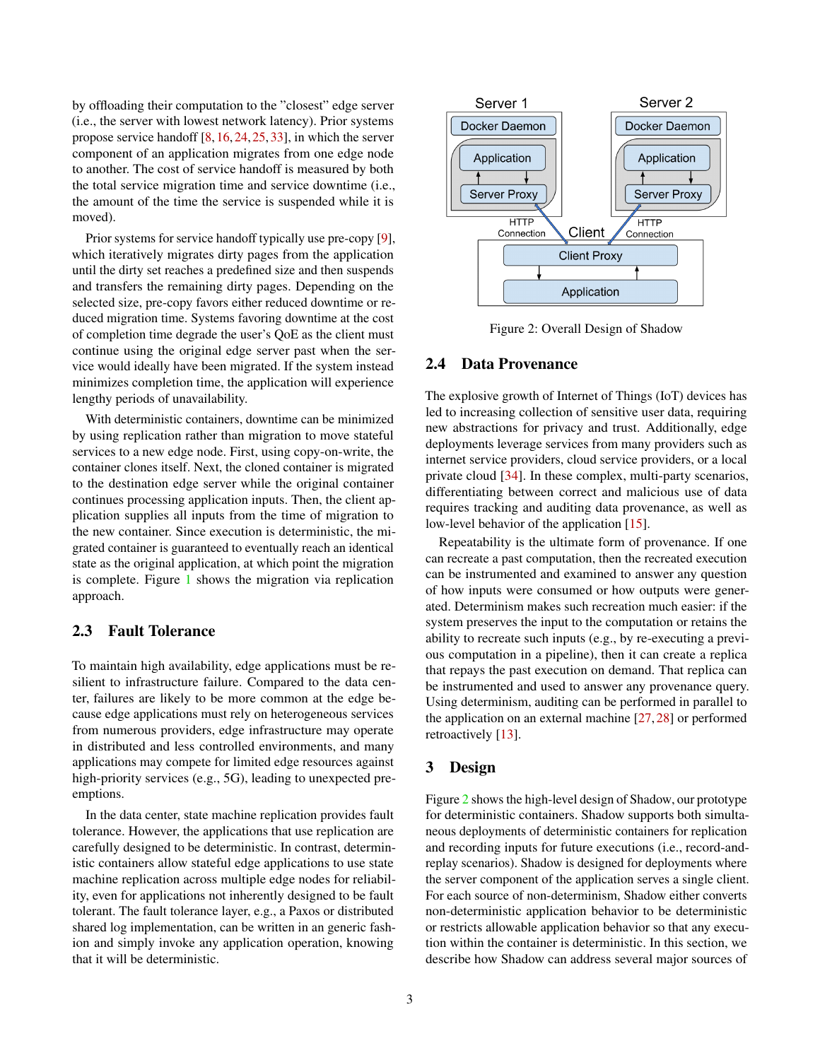by offloading their computation to the "closest" edge server (i.e., the server with lowest network latency). Prior systems propose service handoff [8, 16, 24, 25, 33], in which the server component of an application migrates from one edge node to another. The cost of service handoff is measured by both the total service migration time and service downtime (i.e., the amount of the time the service is suspended while it is moved).

Prior systems for service handoff typically use pre-copy [9], which iteratively migrates dirty pages from the application until the dirty set reaches a predefined size and then suspends and transfers the remaining dirty pages. Depending on the selected size, pre-copy favors either reduced downtime or reduced migration time. Systems favoring downtime at the cost of completion time degrade the user's QoE as the client must continue using the original edge server past when the service would ideally have been migrated. If the system instead minimizes completion time, the application will experience lengthy periods of unavailability.

With deterministic containers, downtime can be minimized by using replication rather than migration to move stateful services to a new edge node. First, using copy-on-write, the container clones itself. Next, the cloned container is migrated to the destination edge server while the original container continues processing application inputs. Then, the client application supplies all inputs from the time of migration to the new container. Since execution is deterministic, the migrated container is guaranteed to eventually reach an identical state as the original application, at which point the migration is complete. Figure 1 shows the migration via replication approach.

## 2.3 Fault Tolerance

To maintain high availability, edge applications must be resilient to infrastructure failure. Compared to the data center, failures are likely to be more common at the edge because edge applications must rely on heterogeneous services from numerous providers, edge infrastructure may operate in distributed and less controlled environments, and many applications may compete for limited edge resources against high-priority services (e.g., 5G), leading to unexpected preemptions.

In the data center, state machine replication provides fault tolerance. However, the applications that use replication are carefully designed to be deterministic. In contrast, deterministic containers allow stateful edge applications to use state machine replication across multiple edge nodes for reliability, even for applications not inherently designed to be fault tolerant. The fault tolerance layer, e.g., a Paxos or distributed shared log implementation, can be written in an generic fashion and simply invoke any application operation, knowing that it will be deterministic.

Server 1 | Server 2 | Docker Daemon | Application | Server Proxy | HTTP Connection | Client | Client Proxy | Application

Figure 2: Overall Design of Shadow

## 2.4 Data Provenance

The explosive growth of Internet of Things (IoT) devices has led to increasing collection of sensitive user data, requiring new abstractions for privacy and trust. Additionally, edge deployments leverage services from many providers such as internet service providers, cloud service providers, or a local private cloud [34]. In these complex, multi-party scenarios, differentiating between correct and malicious use of data requires tracking and auditing data provenance, as well as low-level behavior of the application [15].

Repeatability is the ultimate form of provenance. If one can recreate a past computation, then the recreated execution can be instrumented and examined to answer any question of how inputs were consumed or how outputs were generated. Determinism makes such recreation much easier: if the system preserves the input to the computation or retains the ability to recreate such inputs (e.g., by re-executing a previous computation in a pipeline), then it can create a replica that repays the past execution on demand. That replica can be instrumented and used to answer any provenance query. Using determinism, auditing can be performed in parallel to the application on an external machine [27, 28] or performed retroactively [13].

# 3 Design

Figure 2 shows the high-level design of Shadow, our prototype for deterministic containers. Shadow supports both simultaneous deployments of deterministic containers for replication and recording inputs for future executions (i.e., record-and-replay scenarios). Shadow is designed for deployments where the server component of the application serves a single client. For each source of non-determinism, Shadow either converts non-deterministic application behavior to be deterministic or restricts allowable application behavior so that any execution within the container is deterministic. In this section, we describe how Shadow can address several major sources of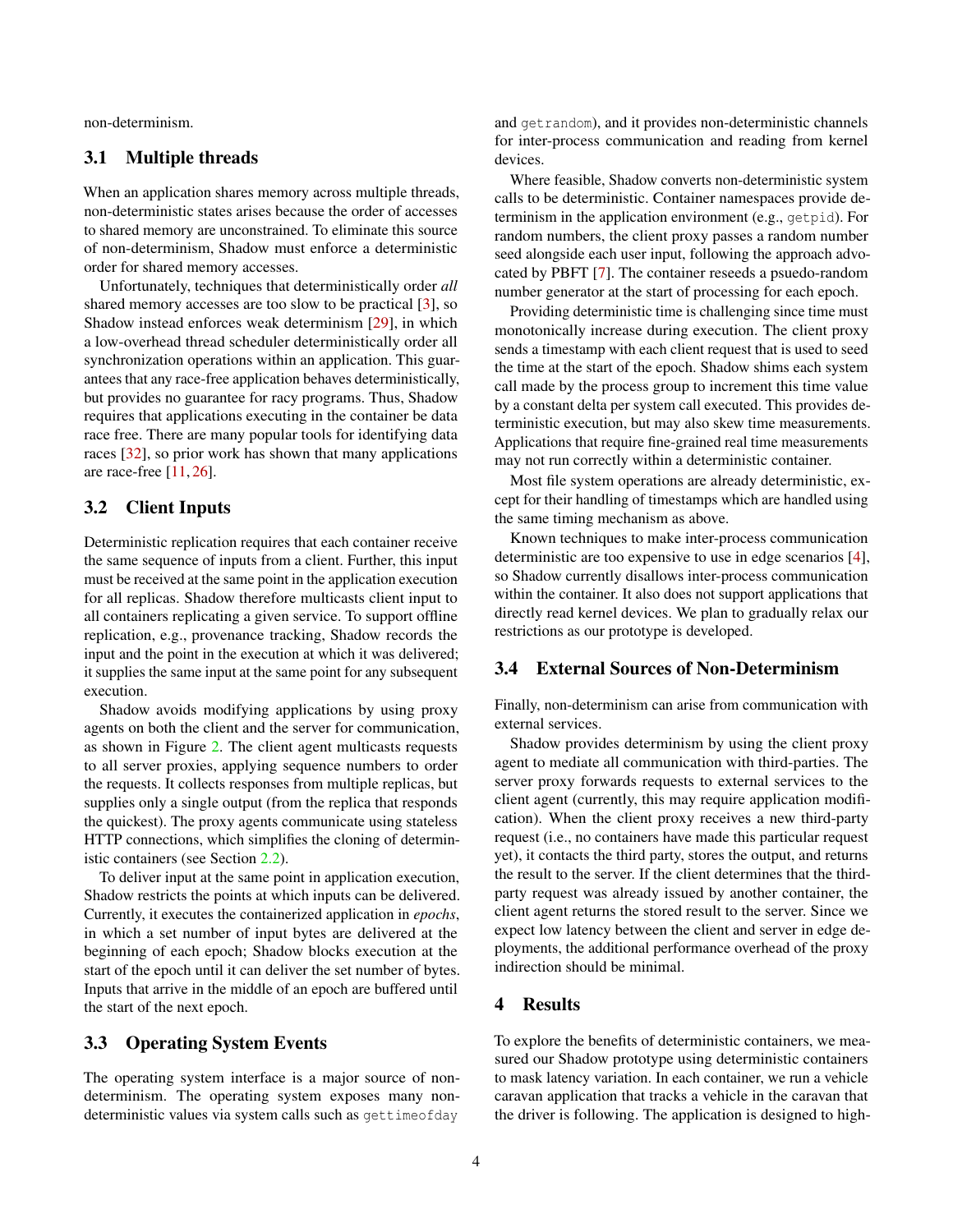non-determinism.

## 3.1 Multiple threads

When an application shares memory across multiple threads, non-deterministic states arises because the order of accesses to shared memory are unconstrained. To eliminate this source of non-determinism, Shadow must enforce a deterministic order for shared memory accesses.

Unfortunately, techniques that deterministically order *all* shared memory accesses are too slow to be practical [3], so Shadow instead enforces weak determinism [29], in which a low-overhead thread scheduler deterministically order all synchronization operations within an application. This guarantees that any race-free application behaves deterministically, but provides no guarantee for racy programs. Thus, Shadow requires that applications executing in the container be data race free. There are many popular tools for identifying data races [32], so prior work has shown that many applications are race-free [11, 26].

## 3.2 Client Inputs

Deterministic replication requires that each container receive the same sequence of inputs from a client. Further, this input must be received at the same point in the application execution for all replicas. Shadow therefore multicasts client input to all containers replicating a given service. To support offline replication, e.g., provenance tracking, Shadow records the input and the point in the execution at which it was delivered; it supplies the same input at the same point for any subsequent execution.

Shadow avoids modifying applications by using proxy agents on both the client and the server for communication, as shown in Figure 2. The client agent multicasts requests to all server proxies, applying sequence numbers to order the requests. It collects responses from multiple replicas, but supplies only a single output (from the replica that responds the quickest). The proxy agents communicate using stateless HTTP connections, which simplifies the cloning of deterministic containers (see Section 2.2).

To deliver input at the same point in application execution, Shadow restricts the points at which inputs can be delivered. Currently, it executes the containerized application in *epochs*, in which a set number of input bytes are delivered at the beginning of each epoch; Shadow blocks execution at the start of the epoch until it can deliver the set number of bytes. Inputs that arrive in the middle of an epoch are buffered until the start of the next epoch.

## 3.3 Operating System Events

The operating system interface is a major source of non-determinism. The operating system exposes many non-deterministic values via system calls such as `gettimeofday` and `getrandom`), and it provides non-deterministic channels for inter-process communication and reading from kernel devices.

Where feasible, Shadow converts non-deterministic system calls to be deterministic. Container namespaces provide determinism in the application environment (e.g., `getpid`). For random numbers, the client proxy passes a random number seed alongside each user input, following the approach advocated by PBFT [7]. The container reseeds a psuedo-random number generator at the start of processing for each epoch.

Providing deterministic time is challenging since time must monotonically increase during execution. The client proxy sends a timestamp with each client request that is used to seed the time at the start of the epoch. Shadow shims each system call made by the process group to increment this time value by a constant delta per system call executed. This provides deterministic execution, but may also skew time measurements. Applications that require fine-grained real time measurements may not run correctly within a deterministic container.

Most file system operations are already deterministic, except for their handling of timestamps which are handled using the same timing mechanism as above.

Known techniques to make inter-process communication deterministic are too expensive to use in edge scenarios [4], so Shadow currently disallows inter-process communication within the container. It also does not support applications that directly read kernel devices. We plan to gradually relax our restrictions as our prototype is developed.

## 3.4 External Sources of Non-Determinism

Finally, non-determinism can arise from communication with external services.

Shadow provides determinism by using the client proxy agent to mediate all communication with third-parties. The server proxy forwards requests to external services to the client agent (currently, this may require application modification). When the client proxy receives a new third-party request (i.e., no containers have made this particular request yet), it contacts the third party, stores the output, and returns the result to the server. If the client determines that the third-party request was already issued by another container, the client agent returns the stored result to the server. Since we expect low latency between the client and server in edge deployments, the additional performance overhead of the proxy indirection should be minimal.

# 4 Results

To explore the benefits of deterministic containers, we measured our Shadow prototype using deterministic containers to mask latency variation. In each container, we run a vehicle caravan application that tracks a vehicle in the caravan that the driver is following. The application is designed to high-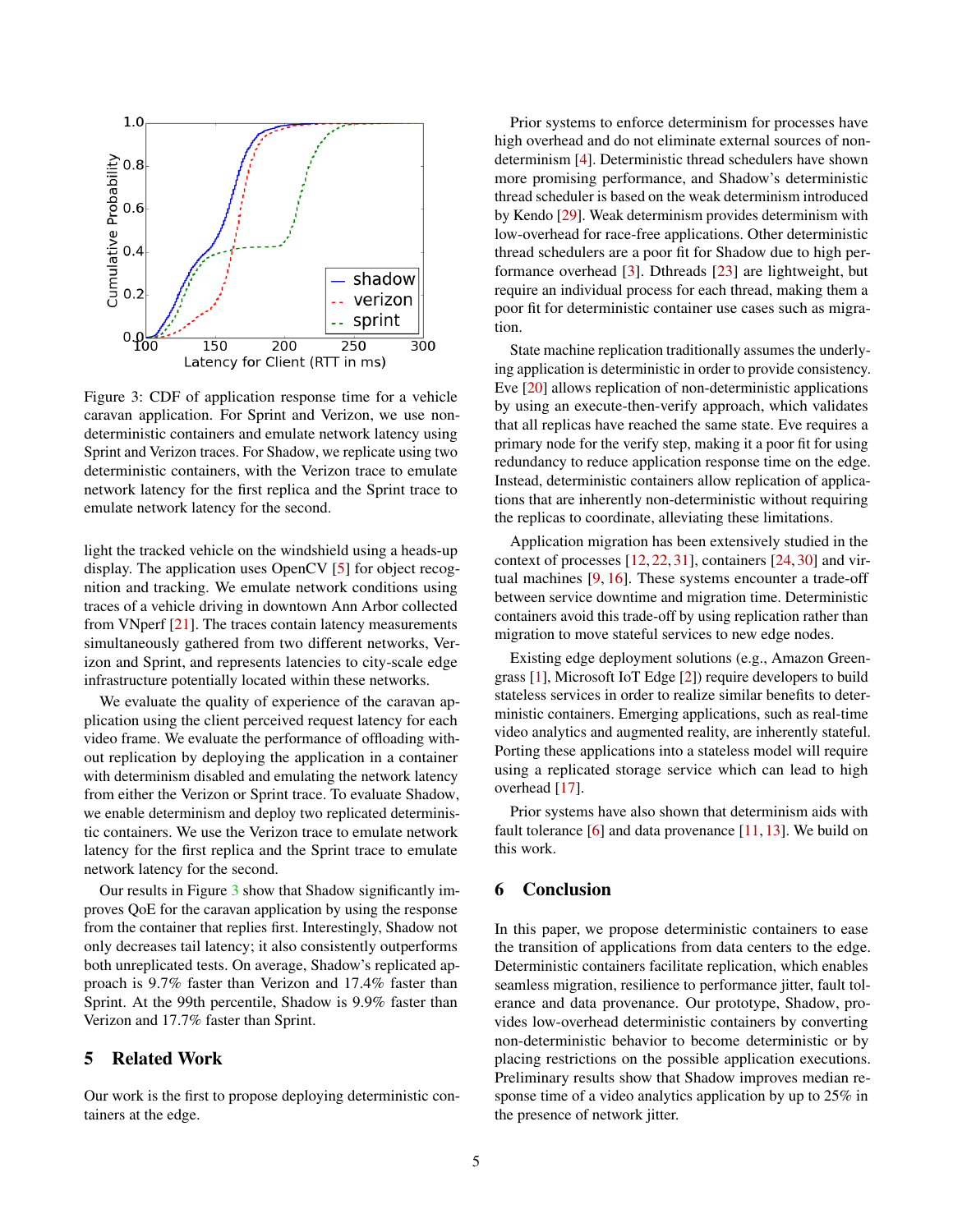Figure 3: CDF of application response time for a vehicle caravan application. For Sprint and Verizon, we use non-deterministic containers and emulate network latency using Sprint and Verizon traces. For Shadow, we replicate using two deterministic containers, with the Verizon trace to emulate network latency for the first replica and the Sprint trace to emulate network latency for the second.

light the tracked vehicle on the windshield using a heads-up display. The application uses OpenCV [5] for object recognition and tracking. We emulate network conditions using traces of a vehicle driving in downtown Ann Arbor collected from VNperf [21]. The traces contain latency measurements simultaneously gathered from two different networks, Verizon and Sprint, and represents latencies to city-scale edge infrastructure potentially located within these networks.

We evaluate the quality of experience of the caravan application using the client perceived request latency for each video frame. We evaluate the performance of offloading without replication by deploying the application in a container with determinism disabled and emulating the network latency from either the Verizon or Sprint trace. To evaluate Shadow, we enable determinism and deploy two replicated deterministic containers. We use the Verizon trace to emulate network latency for the first replica and the Sprint trace to emulate network latency for the second.

Our results in Figure 3 show that Shadow significantly improves QoE for the caravan application by using the response from the container that replies first. Interestingly, Shadow not only decreases tail latency; it also consistently outperforms both unreplicated tests. On average, Shadow's replicated approach is 9.7% faster than Verizon and 17.4% faster than Sprint. At the 99th percentile, Shadow is 9.9% faster than Verizon and 17.7% faster than Sprint.

## 5 Related Work

Our work is the first to propose deploying deterministic containers at the edge.

Prior systems to enforce determinism for processes have high overhead and do not eliminate external sources of non-determinism [4]. Deterministic thread schedulers have shown more promising performance, and Shadow's deterministic thread scheduler is based on the weak determinism introduced by Kendo [29]. Weak determinism provides determinism with low-overhead for race-free applications. Other deterministic thread schedulers are a poor fit for Shadow due to high performance overhead [3]. Dthreads [23] are lightweight, but require an individual process for each thread, making them a poor fit for deterministic container use cases such as migration.

State machine replication traditionally assumes the underlying application is deterministic in order to provide consistency. Eve [20] allows replication of non-deterministic applications by using an execute-then-verify approach, which validates that all replicas have reached the same state. Eve requires a primary node for the verify step, making it a poor fit for using redundancy to reduce application response time on the edge. Instead, deterministic containers allow replication of applications that are inherently non-deterministic without requiring the replicas to coordinate, alleviating these limitations.

Application migration has been extensively studied in the context of processes [12, 22, 31], containers [24, 30] and virtual machines [9, 16]. These systems encounter a trade-off between service downtime and migration time. Deterministic containers avoid this trade-off by using replication rather than migration to move stateful services to new edge nodes.

Existing edge deployment solutions (e.g., Amazon Greengrass [1], Microsoft IoT Edge [2]) require developers to build stateless services in order to realize similar benefits to deterministic containers. Emerging applications, such as real-time video analytics and augmented reality, are inherently stateful. Porting these applications into a stateless model will require using a replicated storage service which can lead to high overhead [17].

Prior systems have also shown that determinism aids with fault tolerance [6] and data provenance [11, 13]. We build on this work.

## 6 Conclusion

In this paper, we propose deterministic containers to ease the transition of applications from data centers to the edge. Deterministic containers facilitate replication, which enables seamless migration, resilience to performance jitter, fault tolerance and data provenance. Our prototype, Shadow, provides low-overhead deterministic containers by converting non-deterministic behavior to become deterministic or by placing restrictions on the possible application executions. Preliminary results show that Shadow improves median response time of a video analytics application by up to 25% in the presence of network jitter.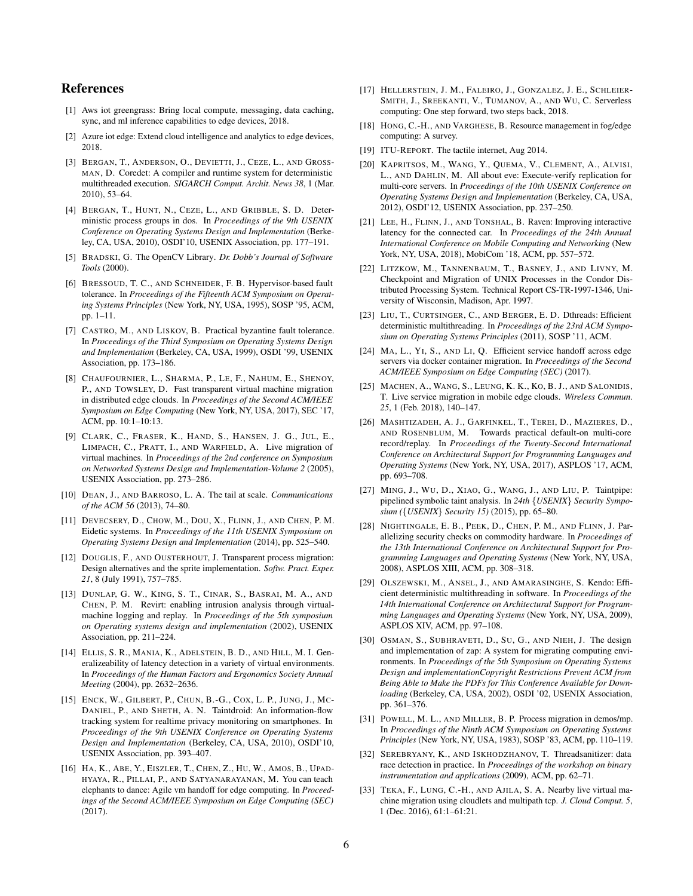## References

[1] Aws iot greengrass: Bring local compute, messaging, data caching, sync, and ml inference capabilities to edge devices, 2018.

[2] Azure iot edge: Extend cloud intelligence and analytics to edge devices, 2018.

[3] BERGAN, T., ANDERSON, O., DEVIETTI, J., CEZE, L., AND GROSSMAN, D. Coredet: A compiler and runtime system for deterministic multithreaded execution. *SIGARCH Comput. Archit. News 38*, 1 (Mar. 2010), 53–64.

[4] BERGAN, T., HUNT, N., CEZE, L., AND GRIBBLE, S. D. Deterministic process groups in dos. In *Proceedings of the 9th USENIX Conference on Operating Systems Design and Implementation* (Berkeley, CA, USA, 2010), OSDI'10, USENIX Association, pp. 177–191.

[5] BRADSKI, G. The OpenCV Library. *Dr. Dobb's Journal of Software Tools* (2000).

[6] BRESSOUD, T. C., AND SCHNEIDER, F. B. Hypervisor-based fault tolerance. In *Proceedings of the Fifteenth ACM Symposium on Operating Systems Principles* (New York, NY, USA, 1995), SOSP '95, ACM, pp. 1–11.

[7] CASTRO, M., AND LISKOV, B. Practical byzantine fault tolerance. In *Proceedings of the Third Symposium on Operating Systems Design and Implementation* (Berkeley, CA, USA, 1999), OSDI '99, USENIX Association, pp. 173–186.

[8] CHAUFOURNIER, L., SHARMA, P., LE, F., NAHUM, E., SHENOY, P., AND TOWSLEY, D. Fast transparent virtual machine migration in distributed edge clouds. In *Proceedings of the Second ACM/IEEE Symposium on Edge Computing* (New York, NY, USA, 2017), SEC '17, ACM, pp. 10:1–10:13.

[9] CLARK, C., FRASER, K., HAND, S., HANSEN, J. G., JUL, E., LIMPACH, C., PRATT, I., AND WARFIELD, A. Live migration of virtual machines. In *Proceedings of the 2nd conference on Symposium on Networked Systems Design and Implementation-Volume 2* (2005), USENIX Association, pp. 273–286.

[10] DEAN, J., AND BARROSO, L. A. The tail at scale. *Communications of the ACM 56* (2013), 74–80.

[11] DEVECSERY, D., CHOW, M., DOU, X., FLINN, J., AND CHEN, P. M. Eidetic systems. In *Proceedings of the 11th USENIX Symposium on Operating Systems Design and Implementation* (2014), pp. 525–540.

[12] DOUGLIS, F., AND OUSTERHOUT, J. Transparent process migration: Design alternatives and the sprite implementation. *Softw. Pract. Exper. 21*, 8 (July 1991), 757–785.

[13] DUNLAP, G. W., KING, S. T., CINAR, S., BASRAI, M. A., AND CHEN, P. M. Revirt: enabling intrusion analysis through virtual-machine logging and replay. In *Proceedings of the 5th symposium on Operating systems design and implementation* (2002), USENIX Association, pp. 211–224.

[14] ELLIS, S. R., MANIA, K., ADELSTEIN, B. D., AND HILL, M. I. Generalizeability of latency detection in a variety of virtual environments. In *Proceedings of the Human Factors and Ergonomics Society Annual Meeting* (2004), pp. 2632–2636.

[15] ENCK, W., GILBERT, P., CHUN, B.-G., COX, L. P., JUNG, J., MCDANIEL, P., AND SHETH, A. N. Taintdroid: An information-flow tracking system for realtime privacy monitoring on smartphones. In *Proceedings of the 9th USENIX Conference on Operating Systems Design and Implementation* (Berkeley, CA, USA, 2010), OSDI'10, USENIX Association, pp. 393–407.

[16] HA, K., ABE, Y., EISZLER, T., CHEN, Z., HU, W., AMOS, B., UPADHYAYA, R., PILLAI, P., AND SATYANARAYANAN, M. You can teach elephants to dance: Agile vm handoff for edge computing. In *Proceedings of the Second ACM/IEEE Symposium on Edge Computing (SEC)* (2017).

[17] HELLERSTEIN, J. M., FALEIRO, J., GONZALEZ, J. E., SCHLEIER-SMITH, J., SREEKANTI, V., TUMANOV, A., AND WU, C. Serverless computing: One step forward, two steps back, 2018.

[18] HONG, C.-H., AND VARGHESE, B. Resource management in fog/edge computing: A survey.

[19] ITU-REPORT. The tactile internet, Aug 2014.

[20] KAPRITSOS, M., WANG, Y., QUEMA, V., CLEMENT, A., ALVISI, L., AND DAHLIN, M. All about eve: Execute-verify replication for multi-core servers. In *Proceedings of the 10th USENIX Conference on Operating Systems Design and Implementation* (Berkeley, CA, USA, 2012), OSDI'12, USENIX Association, pp. 237–250.

[21] LEE, H., FLINN, J., AND TONSHAL, B. Raven: Improving interactive latency for the connected car. In *Proceedings of the 24th Annual International Conference on Mobile Computing and Networking* (New York, NY, USA, 2018), MobiCom '18, ACM, pp. 557–572.

[22] LITZKOW, M., TANNENBAUM, T., BASNEY, J., AND LIVNY, M. Checkpoint and Migration of UNIX Processes in the Condor Distributed Processing System. Technical Report CS-TR-1997-1346, University of Wisconsin, Madison, Apr. 1997.

[23] LIU, T., CURTSINGER, C., AND BERGER, E. D. Dthreads: Efficient deterministic multithreading. In *Proceedings of the 23rd ACM Symposium on Operating Systems Principles* (2011), SOSP '11, ACM.

[24] MA, L., YI, S., AND LI, Q. Efficient service handoff across edge servers via docker container migration. In *Proceedings of the Second ACM/IEEE Symposium on Edge Computing (SEC)* (2017).

[25] MACHEN, A., WANG, S., LEUNG, K. K., KO, B. J., AND SALONIDIS, T. Live service migration in mobile edge clouds. *Wireless Commun. 25*, 1 (Feb. 2018), 140–147.

[26] MASHTIZADEH, A. J., GARFINKEL, T., TEREI, D., MAZIERES, D., AND ROSENBLUM, M. Towards practical default-on multi-core record/replay. In *Proceedings of the Twenty-Second International Conference on Architectural Support for Programming Languages and Operating Systems* (New York, NY, USA, 2017), ASPLOS '17, ACM, pp. 693–708.

[27] MING, J., WU, D., XIAO, G., WANG, J., AND LIU, P. Taintpipe: pipelined symbolic taint analysis. In *24th {USENIX} Security Symposium ({USENIX} Security 15)* (2015), pp. 65–80.

[28] NIGHTINGALE, E. B., PEEK, D., CHEN, P. M., AND FLINN, J. Parallelizing security checks on commodity hardware. In *Proceedings of the 13th International Conference on Architectural Support for Programming Languages and Operating Systems* (New York, NY, USA, 2008), ASPLOS XIII, ACM, pp. 308–318.

[29] OLSZEWSKI, M., ANSEL, J., AND AMARASINGHE, S. Kendo: Efficient deterministic multithreading in software. In *Proceedings of the 14th International Conference on Architectural Support for Programming Languages and Operating Systems* (New York, NY, USA, 2009), ASPLOS XIV, ACM, pp. 97–108.

[30] OSMAN, S., SUBHRAVETI, D., SU, G., AND NIEH, J. The design and implementation of zap: A system for migrating computing environments. In *Proceedings of the 5th Symposium on Operating Systems Design and implementationCopyright Restrictions Prevent ACM from Being Able to Make the PDFs for This Conference Available for Downloading* (Berkeley, CA, USA, 2002), OSDI '02, USENIX Association, pp. 361–376.

[31] POWELL, M. L., AND MILLER, B. P. Process migration in demos/mp. In *Proceedings of the Ninth ACM Symposium on Operating Systems Principles* (New York, NY, USA, 1983), SOSP '83, ACM, pp. 110–119.

[32] SEREBRYANY, K., AND ISKHODZHANOV, T. Threadsanitizer: data race detection in practice. In *Proceedings of the workshop on binary instrumentation and applications* (2009), ACM, pp. 62–71.

[33] TEKA, F., LUNG, C.-H., AND AJILA, S. A. Nearby live virtual machine migration using cloudlets and multipath tcp. *J. Cloud Comput. 5*, 1 (Dec. 2016), 61:1–61:21.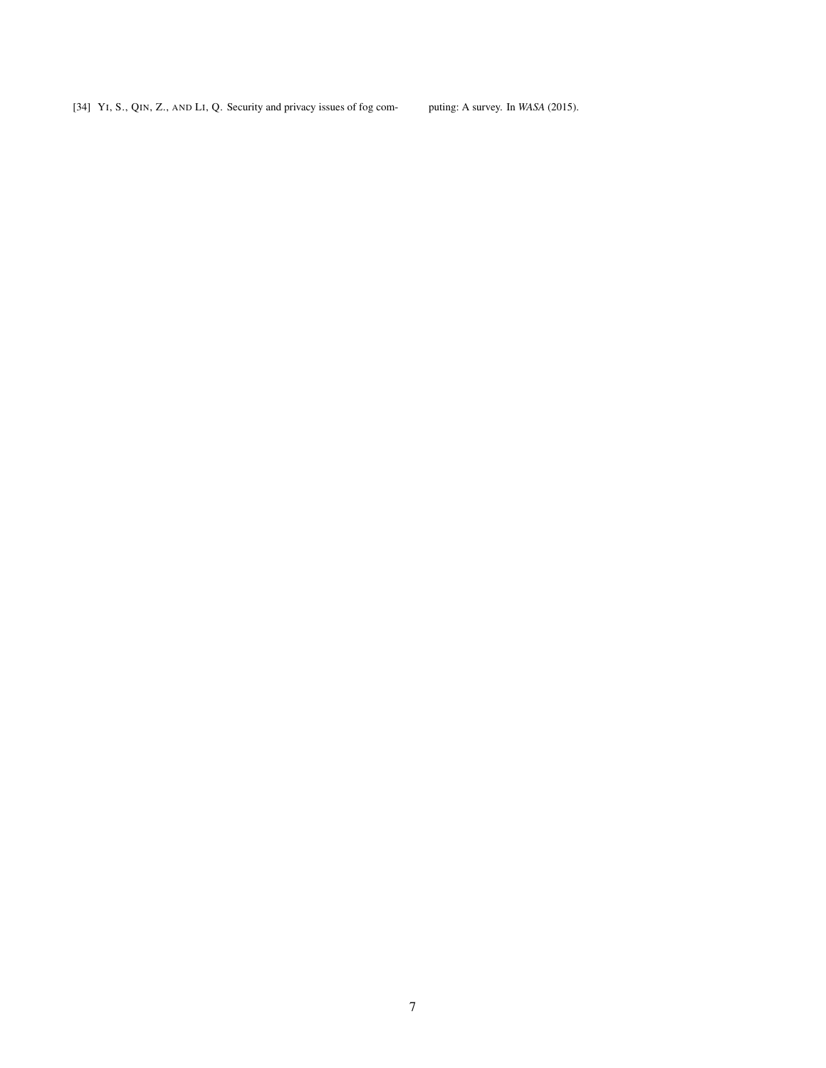[34] Yi, S., Qin, Z., and Li, Q. Security and privacy issues of fog computing: A survey. In *WASA* (2015).